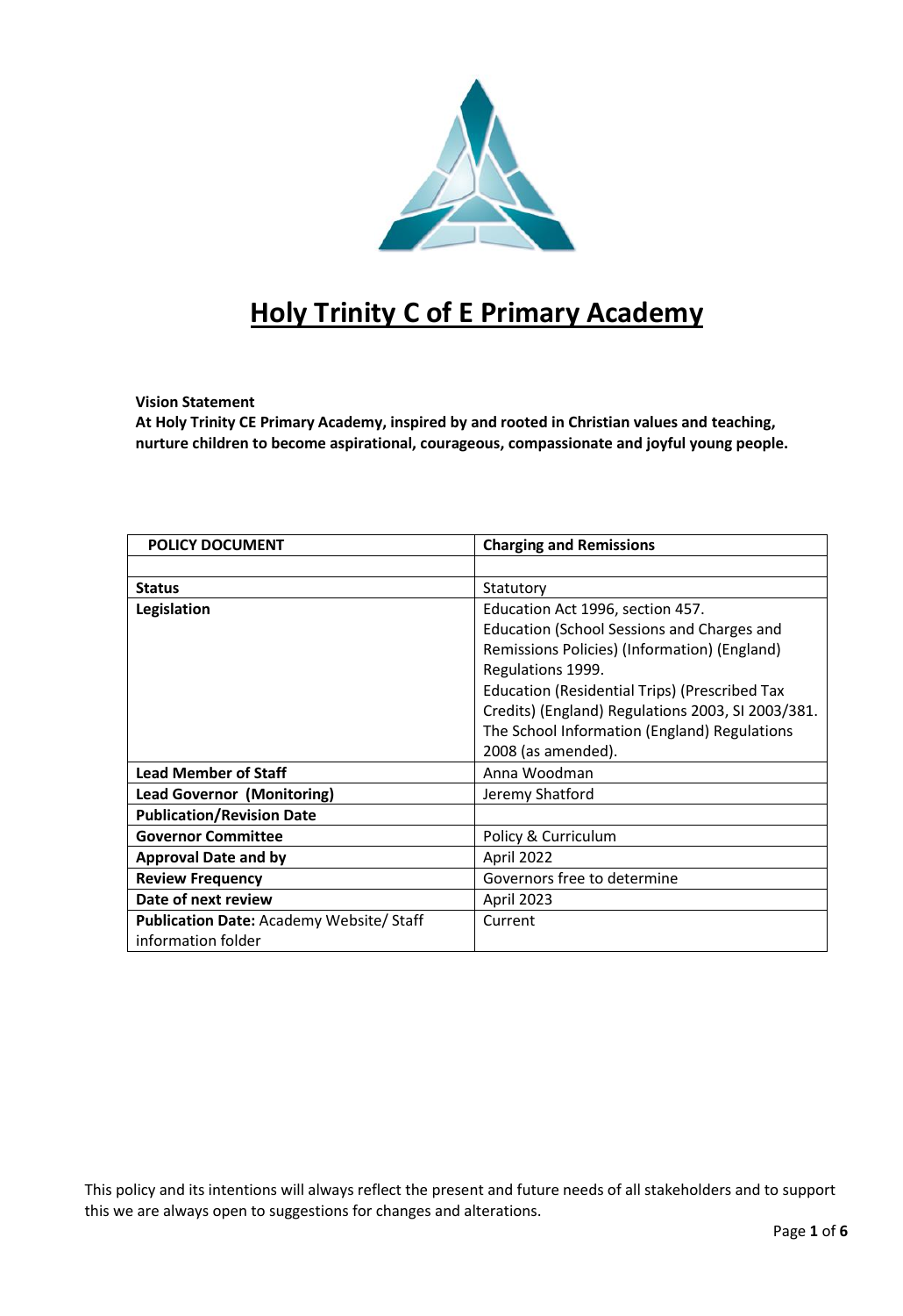# Holy Trinity C of E Primary Academy

**Vision Statement**
**At Holy Trinity CE Primary Academy, inspired by and rooted in Christian values and teaching, nurture children to become aspirational, courageous, compassionate and joyful young people.**

| **POLICY DOCUMENT** | **Charging and Remissions** |
|---|---|
| | |
| **Status** | Statutory |
| **Legislation** | Education Act 1996, section 457.<br>Education (School Sessions and Charges and Remissions Policies) (Information) (England) Regulations 1999.<br>Education (Residential Trips) (Prescribed Tax Credits) (England) Regulations 2003, SI 2003/381.<br>The School Information (England) Regulations 2008 (as amended). |
| **Lead Member of Staff** | Anna Woodman |
| **Lead Governor (Monitoring)** | Jeremy Shatford |
| **Publication/Revision Date** | |
| **Governor Committee** | Policy & Curriculum |
| **Approval Date and by** | April 2022 |
| **Review Frequency** | Governors free to determine |
| **Date of next review** | April 2023 |
| **Publication Date:** Academy Website/ Staff information folder | Current |

This policy and its intentions will always reflect the present and future needs of all stakeholders and to support this we are always open to suggestions for changes and alterations.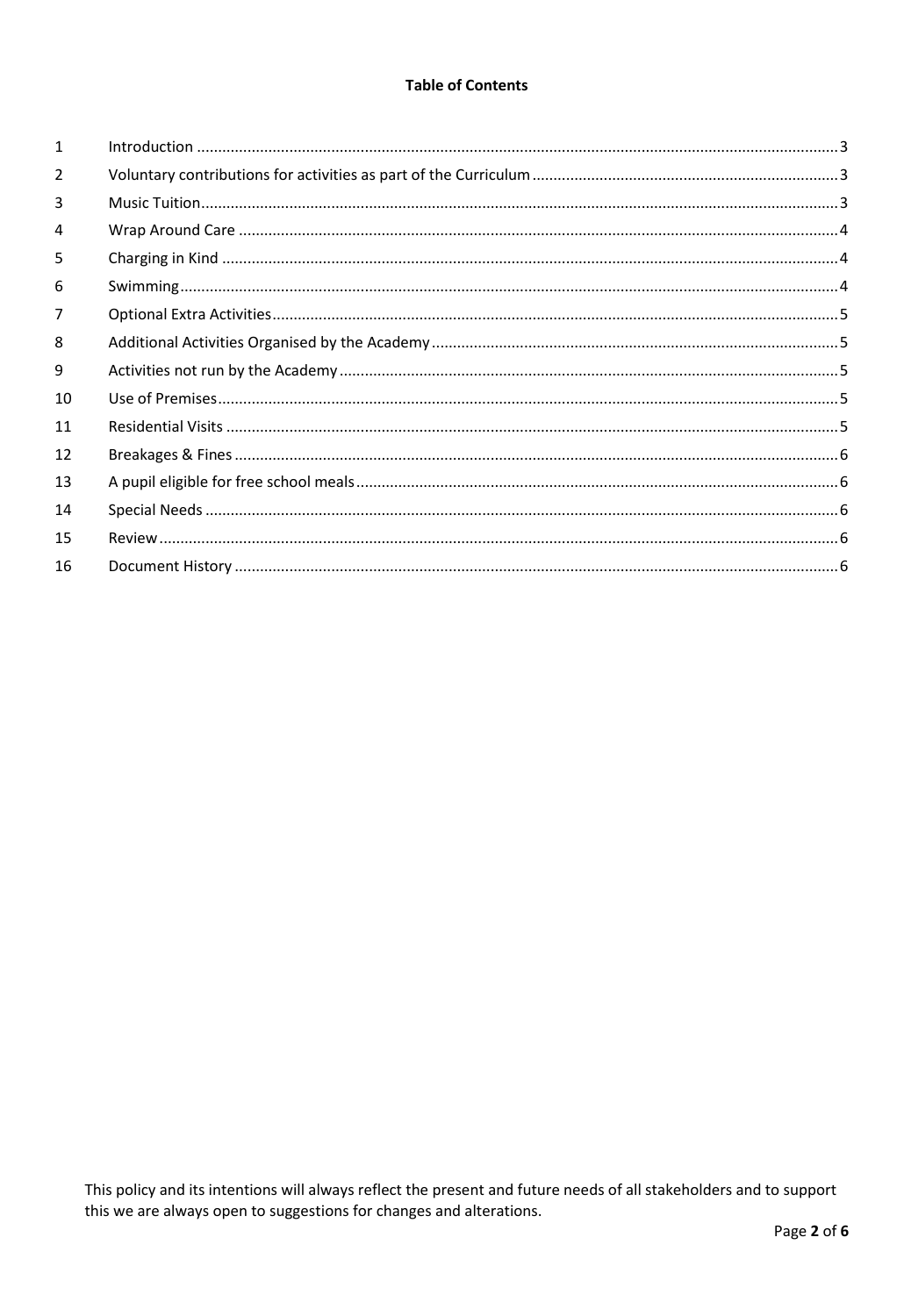**Table of Contents**

| | | |
|---|---|---|
| 1 | Introduction | 3 |
| 2 | Voluntary contributions for activities as part of the Curriculum | 3 |
| 3 | Music Tuition | 3 |
| 4 | Wrap Around Care | 4 |
| 5 | Charging in Kind | 4 |
| 6 | Swimming | 4 |
| 7 | Optional Extra Activities | 5 |
| 8 | Additional Activities Organised by the Academy | 5 |
| 9 | Activities not run by the Academy | 5 |
| 10 | Use of Premises | 5 |
| 11 | Residential Visits | 5 |
| 12 | Breakages & Fines | 6 |
| 13 | A pupil eligible for free school meals | 6 |
| 14 | Special Needs | 6 |
| 15 | Review | 6 |
| 16 | Document History | 6 |

This policy and its intentions will always reflect the present and future needs of all stakeholders and to support this we are always open to suggestions for changes and alterations.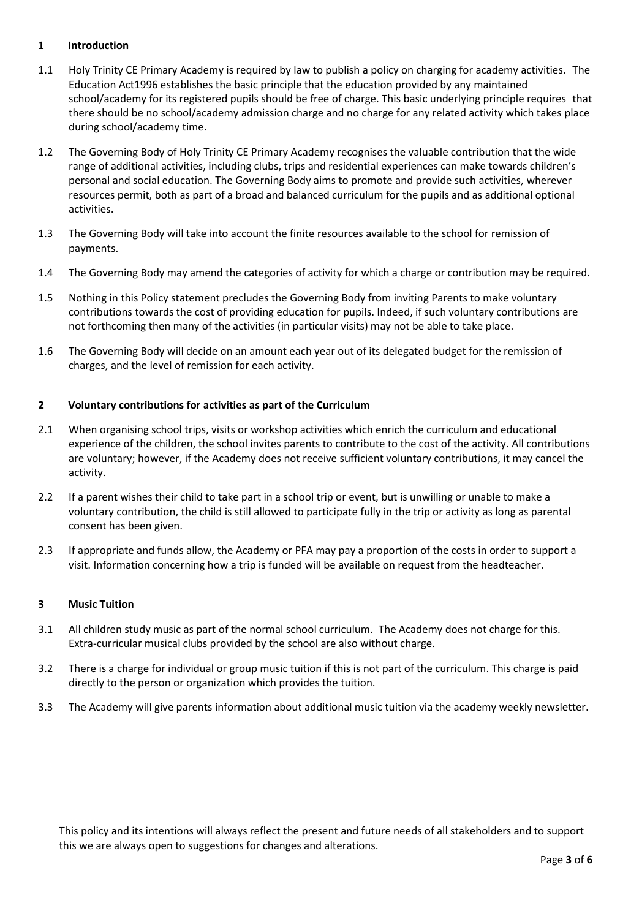## 1 Introduction

1.1 Holy Trinity CE Primary Academy is required by law to publish a policy on charging for academy activities. The Education Act1996 establishes the basic principle that the education provided by any maintained school/academy for its registered pupils should be free of charge. This basic underlying principle requires that there should be no school/academy admission charge and no charge for any related activity which takes place during school/academy time.

1.2 The Governing Body of Holy Trinity CE Primary Academy recognises the valuable contribution that the wide range of additional activities, including clubs, trips and residential experiences can make towards children's personal and social education. The Governing Body aims to promote and provide such activities, wherever resources permit, both as part of a broad and balanced curriculum for the pupils and as additional optional activities.

1.3 The Governing Body will take into account the finite resources available to the school for remission of payments.

1.4 The Governing Body may amend the categories of activity for which a charge or contribution may be required.

1.5 Nothing in this Policy statement precludes the Governing Body from inviting Parents to make voluntary contributions towards the cost of providing education for pupils. Indeed, if such voluntary contributions are not forthcoming then many of the activities (in particular visits) may not be able to take place.

1.6 The Governing Body will decide on an amount each year out of its delegated budget for the remission of charges, and the level of remission for each activity.

## 2 Voluntary contributions for activities as part of the Curriculum

2.1 When organising school trips, visits or workshop activities which enrich the curriculum and educational experience of the children, the school invites parents to contribute to the cost of the activity. All contributions are voluntary; however, if the Academy does not receive sufficient voluntary contributions, it may cancel the activity.

2.2 If a parent wishes their child to take part in a school trip or event, but is unwilling or unable to make a voluntary contribution, the child is still allowed to participate fully in the trip or activity as long as parental consent has been given.

2.3 If appropriate and funds allow, the Academy or PFA may pay a proportion of the costs in order to support a visit. Information concerning how a trip is funded will be available on request from the headteacher.

## 3 Music Tuition

3.1 All children study music as part of the normal school curriculum. The Academy does not charge for this. Extra-curricular musical clubs provided by the school are also without charge.

3.2 There is a charge for individual or group music tuition if this is not part of the curriculum. This charge is paid directly to the person or organization which provides the tuition.

3.3 The Academy will give parents information about additional music tuition via the academy weekly newsletter.

This policy and its intentions will always reflect the present and future needs of all stakeholders and to support this we are always open to suggestions for changes and alterations.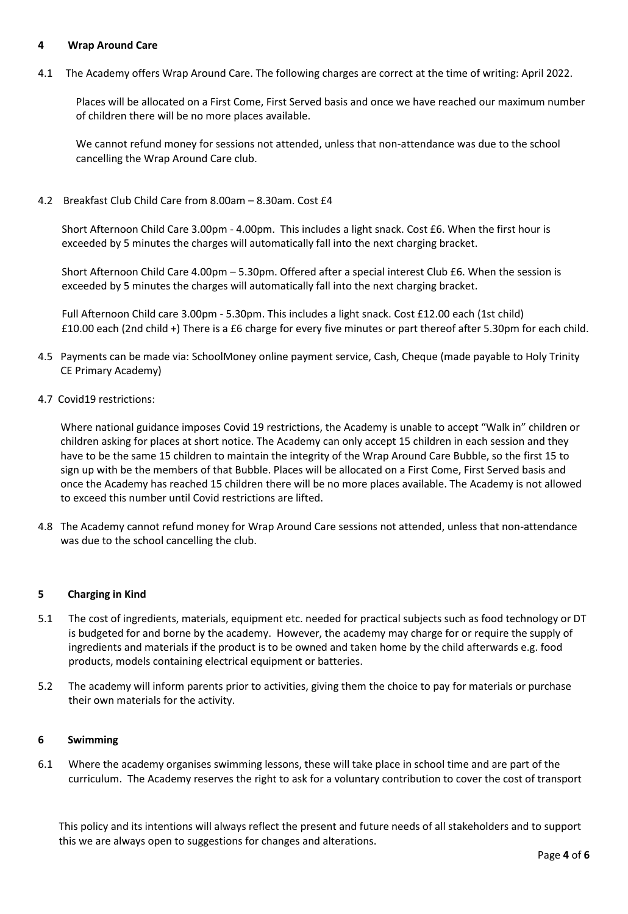## 4 Wrap Around Care

4.1 The Academy offers Wrap Around Care. The following charges are correct at the time of writing: April 2022.

Places will be allocated on a First Come, First Served basis and once we have reached our maximum number of children there will be no more places available.

We cannot refund money for sessions not attended, unless that non-attendance was due to the school cancelling the Wrap Around Care club.

4.2 Breakfast Club Child Care from 8.00am – 8.30am. Cost £4

Short Afternoon Child Care 3.00pm - 4.00pm. This includes a light snack. Cost £6. When the first hour is exceeded by 5 minutes the charges will automatically fall into the next charging bracket.

Short Afternoon Child Care 4.00pm – 5.30pm. Offered after a special interest Club £6. When the session is exceeded by 5 minutes the charges will automatically fall into the next charging bracket.

Full Afternoon Child care 3.00pm - 5.30pm. This includes a light snack. Cost £12.00 each (1st child) £10.00 each (2nd child +) There is a £6 charge for every five minutes or part thereof after 5.30pm for each child.

4.5 Payments can be made via: SchoolMoney online payment service, Cash, Cheque (made payable to Holy Trinity CE Primary Academy)

4.7 Covid19 restrictions:

Where national guidance imposes Covid 19 restrictions, the Academy is unable to accept "Walk in" children or children asking for places at short notice. The Academy can only accept 15 children in each session and they have to be the same 15 children to maintain the integrity of the Wrap Around Care Bubble, so the first 15 to sign up with be the members of that Bubble. Places will be allocated on a First Come, First Served basis and once the Academy has reached 15 children there will be no more places available. The Academy is not allowed to exceed this number until Covid restrictions are lifted.

4.8 The Academy cannot refund money for Wrap Around Care sessions not attended, unless that non-attendance was due to the school cancelling the club.

## 5 Charging in Kind

5.1 The cost of ingredients, materials, equipment etc. needed for practical subjects such as food technology or DT is budgeted for and borne by the academy. However, the academy may charge for or require the supply of ingredients and materials if the product is to be owned and taken home by the child afterwards e.g. food products, models containing electrical equipment or batteries.

5.2 The academy will inform parents prior to activities, giving them the choice to pay for materials or purchase their own materials for the activity.

## 6 Swimming

6.1 Where the academy organises swimming lessons, these will take place in school time and are part of the curriculum. The Academy reserves the right to ask for a voluntary contribution to cover the cost of transport

This policy and its intentions will always reflect the present and future needs of all stakeholders and to support this we are always open to suggestions for changes and alterations.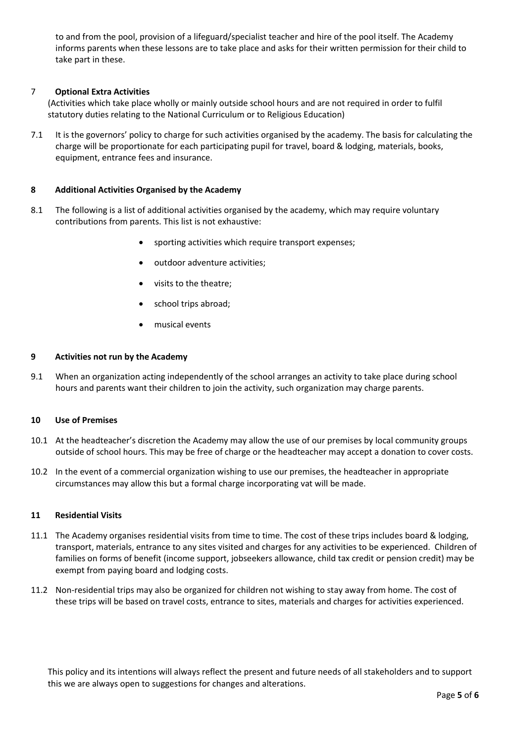to and from the pool, provision of a lifeguard/specialist teacher and hire of the pool itself. The Academy informs parents when these lessons are to take place and asks for their written permission for their child to take part in these.

## 7 Optional Extra Activities

(Activities which take place wholly or mainly outside school hours and are not required in order to fulfil statutory duties relating to the National Curriculum or to Religious Education)

7.1 It is the governors' policy to charge for such activities organised by the academy. The basis for calculating the charge will be proportionate for each participating pupil for travel, board & lodging, materials, books, equipment, entrance fees and insurance.

## 8 Additional Activities Organised by the Academy

8.1 The following is a list of additional activities organised by the academy, which may require voluntary contributions from parents. This list is not exhaustive:

- sporting activities which require transport expenses;
- outdoor adventure activities;
- visits to the theatre;
- school trips abroad;
- musical events

## 9 Activities not run by the Academy

9.1 When an organization acting independently of the school arranges an activity to take place during school hours and parents want their children to join the activity, such organization may charge parents.

## 10 Use of Premises

10.1 At the headteacher's discretion the Academy may allow the use of our premises by local community groups outside of school hours. This may be free of charge or the headteacher may accept a donation to cover costs.

10.2 In the event of a commercial organization wishing to use our premises, the headteacher in appropriate circumstances may allow this but a formal charge incorporating vat will be made.

## 11 Residential Visits

11.1 The Academy organises residential visits from time to time. The cost of these trips includes board & lodging, transport, materials, entrance to any sites visited and charges for any activities to be experienced. Children of families on forms of benefit (income support, jobseekers allowance, child tax credit or pension credit) may be exempt from paying board and lodging costs.

11.2 Non-residential trips may also be organized for children not wishing to stay away from home. The cost of these trips will be based on travel costs, entrance to sites, materials and charges for activities experienced.

This policy and its intentions will always reflect the present and future needs of all stakeholders and to support this we are always open to suggestions for changes and alterations.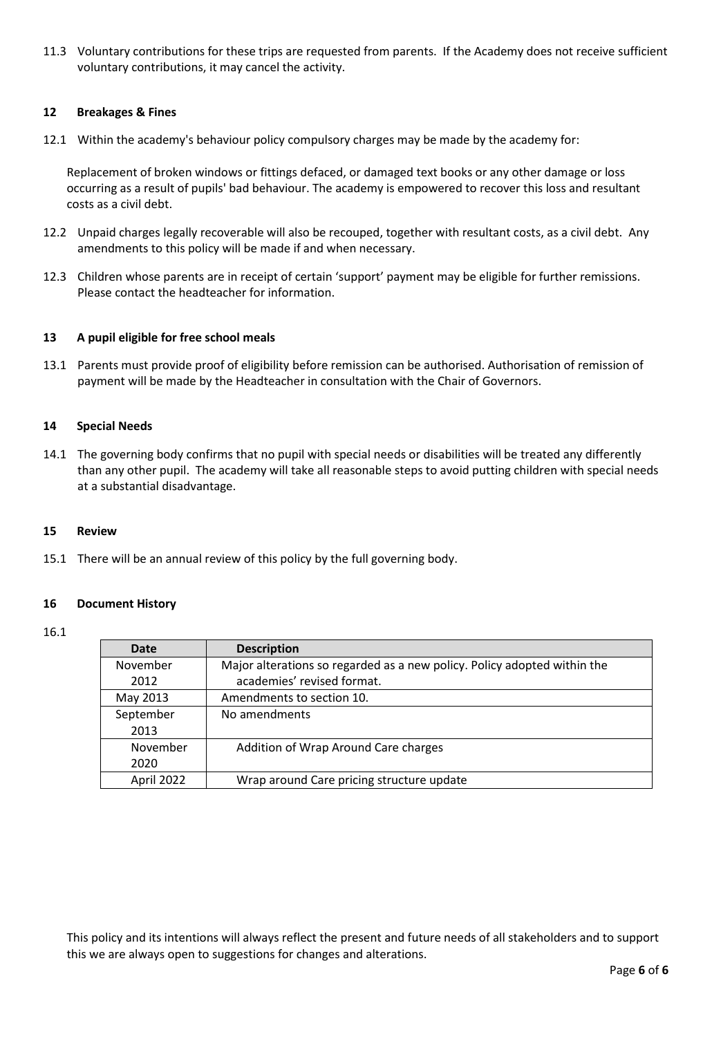11.3 Voluntary contributions for these trips are requested from parents. If the Academy does not receive sufficient voluntary contributions, it may cancel the activity.

## 12 Breakages & Fines

12.1 Within the academy's behaviour policy compulsory charges may be made by the academy for:

Replacement of broken windows or fittings defaced, or damaged text books or any other damage or loss occurring as a result of pupils' bad behaviour. The academy is empowered to recover this loss and resultant costs as a civil debt.

12.2 Unpaid charges legally recoverable will also be recouped, together with resultant costs, as a civil debt. Any amendments to this policy will be made if and when necessary.

12.3 Children whose parents are in receipt of certain 'support' payment may be eligible for further remissions. Please contact the headteacher for information.

## 13 A pupil eligible for free school meals

13.1 Parents must provide proof of eligibility before remission can be authorised. Authorisation of remission of payment will be made by the Headteacher in consultation with the Chair of Governors.

## 14 Special Needs

14.1 The governing body confirms that no pupil with special needs or disabilities will be treated any differently than any other pupil. The academy will take all reasonable steps to avoid putting children with special needs at a substantial disadvantage.

## 15 Review

15.1 There will be an annual review of this policy by the full governing body.

## 16 Document History

16.1

| Date | Description |
|---|---|
| November 2012 | Major alterations so regarded as a new policy. Policy adopted within the academies' revised format. |
| May 2013 | Amendments to section 10. |
| September 2013 | No amendments |
| November 2020 | Addition of Wrap Around Care charges |
| April 2022 | Wrap around Care pricing structure update |

This policy and its intentions will always reflect the present and future needs of all stakeholders and to support this we are always open to suggestions for changes and alterations.